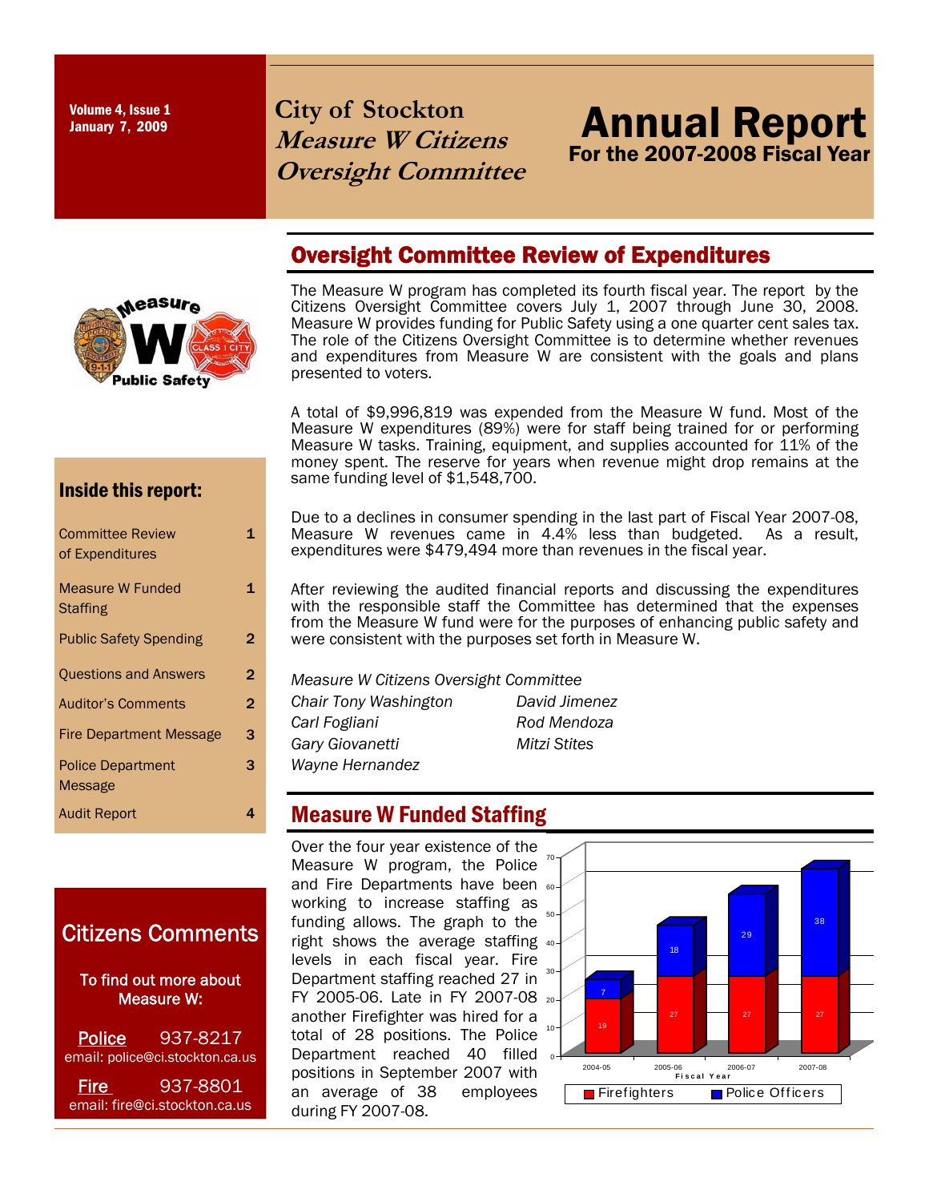Volume 4, Issue 1
January 7, 2009

# City of Stockton
## *Measure W Citizens Oversight Committee*

# Annual Report
## For the 2007-2008 Fiscal Year

## Oversight Committee Review of Expenditures

The Measure W program has completed its fourth fiscal year. The report by the Citizens Oversight Committee covers July 1, 2007 through June 30, 2008. Measure W provides funding for Public Safety using a one quarter cent sales tax. The role of the Citizens Oversight Committee is to determine whether revenues and expenditures from Measure W are consistent with the goals and plans presented to voters.

A total of $9,996,819 was expended from the Measure W fund. Most of the Measure W expenditures (89%) were for staff being trained for or performing Measure W tasks. Training, equipment, and supplies accounted for 11% of the money spent. The reserve for years when revenue might drop remains at the same funding level of $1,548,700.

Due to a declines in consumer spending in the last part of Fiscal Year 2007-08, Measure W revenues came in 4.4% less than budgeted. As a result, expenditures were $479,494 more than revenues in the fiscal year.

After reviewing the audited financial reports and discussing the expenditures with the responsible staff the Committee has determined that the expenses from the Measure W fund were for the purposes of enhancing public safety and were consistent with the purposes set forth in Measure W.

*Measure W Citizens Oversight Committee*
*Chair Tony Washington*
*Carl Fogliani*
*Gary Giovanetti*
*Wayne Hernandez*
*David Jimenez*
*Rod Mendoza*
*Mitzi Stites*

### Inside this report:

| | |
|---|---|
| Committee Review of Expenditures | 1 |
| Measure W Funded Staffing | 1 |
| Public Safety Spending | 2 |
| Questions and Answers | 2 |
| Auditor's Comments | 2 |
| Fire Department Message | 3 |
| Police Department Message | 3 |
| Audit Report | 4 |

## Measure W Funded Staffing

Over the four year existence of the Measure W program, the Police and Fire Departments have been working to increase staffing as funding allows. The graph to the right shows the average staffing levels in each fiscal year. Fire Department staffing reached 27 in FY 2005-06. Late in FY 2007-08 another Firefighter was hired for a total of 28 positions. The Police Department reached 40 filled positions in September 2007 with an average of 38 employees during FY 2007-08.

| Fiscal Year | Firefighters | Police Officers |
|---|---|---|
| 2004-05 | 19 | 7 |
| 2005-06 | 27 | 18 |
| 2006-07 | 27 | 29 |
| 2007-08 | 27 | 38 |

### Citizens Comments

To find out more about Measure W:

Police 937-8217
email: police@ci.stockton.ca.us

Fire 937-8801
email: fire@ci.stockton.ca.us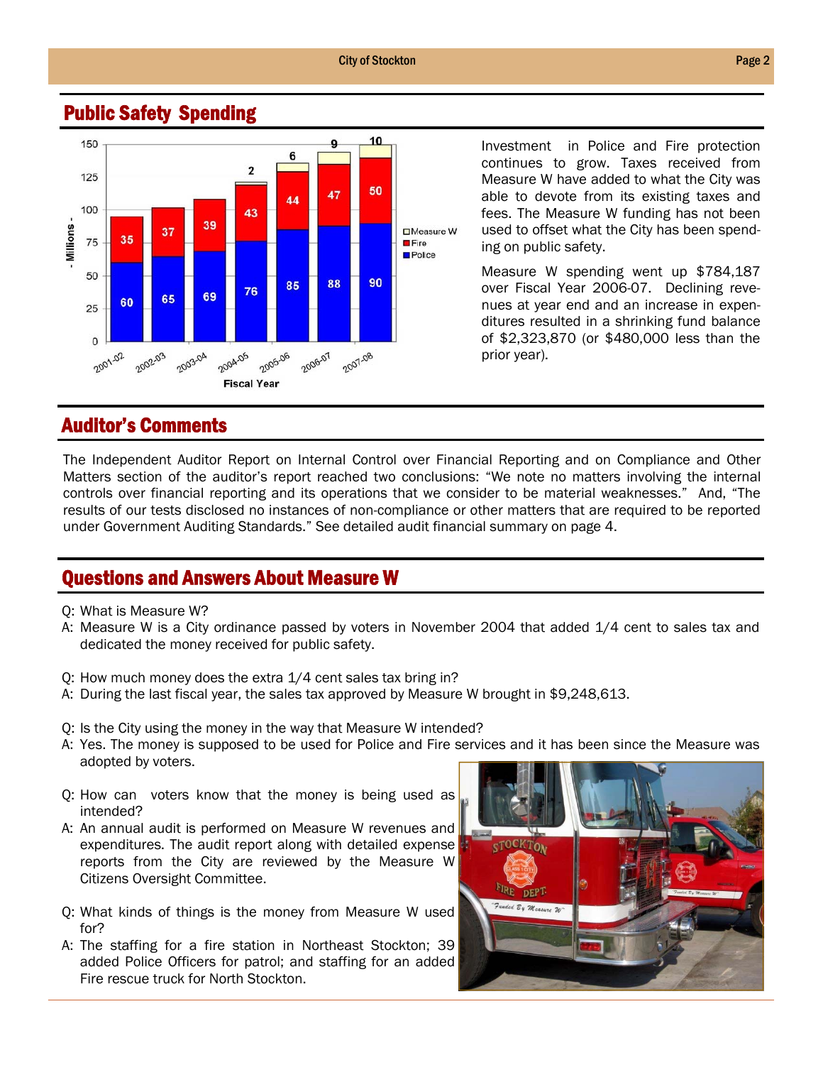## Public Safety Spending

Investment in Police and Fire protection continues to grow. Taxes received from Measure W have added to what the City was able to devote from its existing taxes and fees. The Measure W funding has not been used to offset what the City has been spending on public safety.

Measure W spending went up $784,187 over Fiscal Year 2006-07. Declining revenues at year end and an increase in expenditures resulted in a shrinking fund balance of $2,323,870 (or $480,000 less than the prior year).

| Fiscal Year | Police | Fire | Measure W |
|---|---|---|---|
| 2001-02 | 60 | 35 | |
| 2002-03 | 65 | 37 | |
| 2003-04 | 69 | 39 | |
| 2004-05 | 76 | 43 | 2 |
| 2005-06 | 85 | 44 | 6 |
| 2006-07 | 88 | 47 | 9 |
| 2007-08 | 90 | 50 | 10 |

(- Millions -)

## Auditor's Comments

The Independent Auditor Report on Internal Control over Financial Reporting and on Compliance and Other Matters section of the auditor's report reached two conclusions: "We note no matters involving the internal controls over financial reporting and its operations that we consider to be material weaknesses." And, "The results of our tests disclosed no instances of non-compliance or other matters that are required to be reported under Government Auditing Standards." See detailed audit financial summary on page 4.

## Questions and Answers About Measure W

Q: What is Measure W?
A: Measure W is a City ordinance passed by voters in November 2004 that added 1/4 cent to sales tax and dedicated the money received for public safety.

Q: How much money does the extra 1/4 cent sales tax bring in?
A: During the last fiscal year, the sales tax approved by Measure W brought in $9,248,613.

Q: Is the City using the money in the way that Measure W intended?
A: Yes. The money is supposed to be used for Police and Fire services and it has been since the Measure was adopted by voters.

Q: How can voters know that the money is being used as intended?
A: An annual audit is performed on Measure W revenues and expenditures. The audit report along with detailed expense reports from the City are reviewed by the Measure W Citizens Oversight Committee.

Q: What kinds of things is the money from Measure W used for?
A: The staffing for a fire station in Northeast Stockton; 39 added Police Officers for patrol; and staffing for an added Fire rescue truck for North Stockton.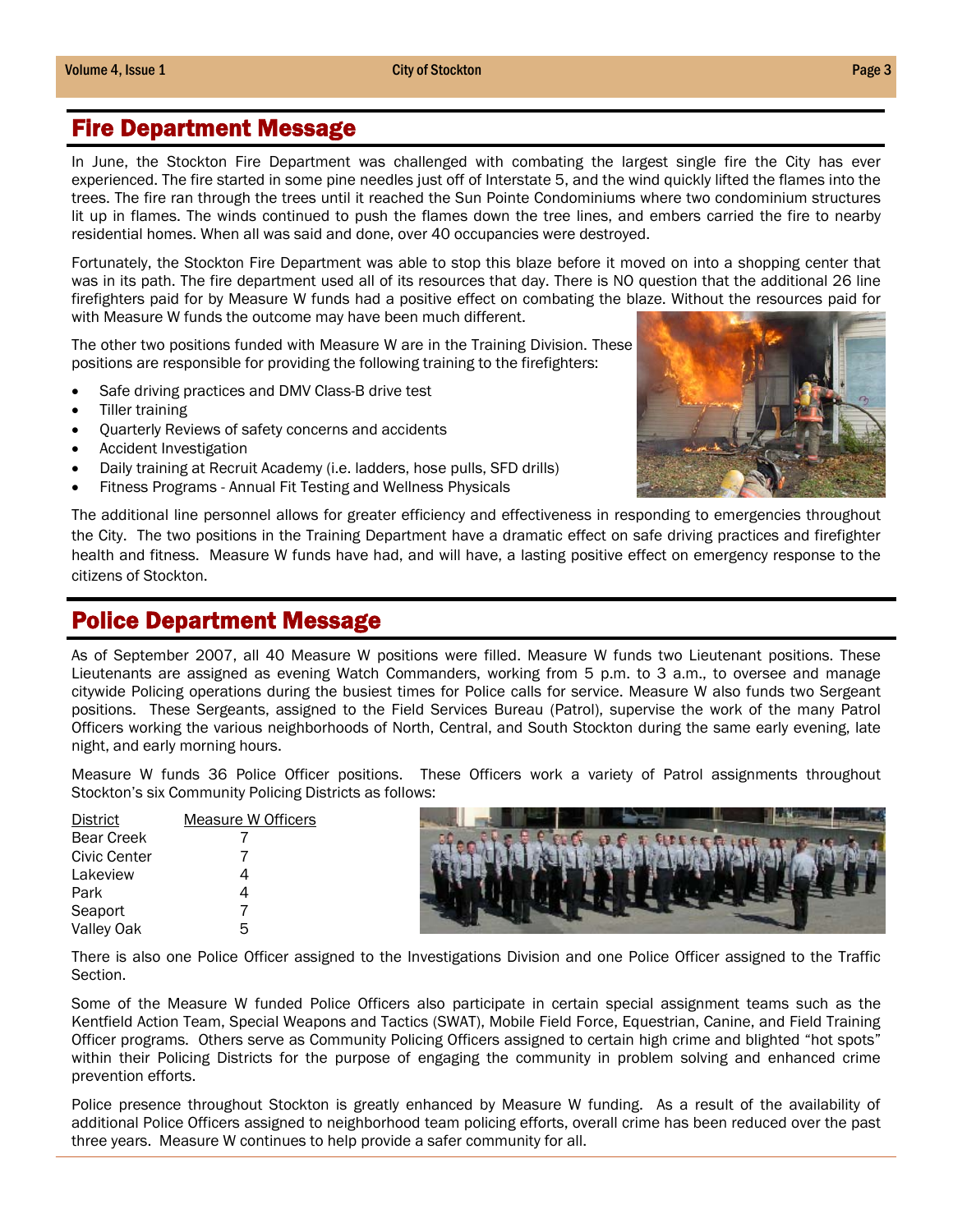## Fire Department Message

In June, the Stockton Fire Department was challenged with combating the largest single fire the City has ever experienced. The fire started in some pine needles just off of Interstate 5, and the wind quickly lifted the flames into the trees. The fire ran through the trees until it reached the Sun Pointe Condominiums where two condominium structures lit up in flames. The winds continued to push the flames down the tree lines, and embers carried the fire to nearby residential homes. When all was said and done, over 40 occupancies were destroyed.

Fortunately, the Stockton Fire Department was able to stop this blaze before it moved on into a shopping center that was in its path. The fire department used all of its resources that day. There is NO question that the additional 26 line firefighters paid for by Measure W funds had a positive effect on combating the blaze. Without the resources paid for with Measure W funds the outcome may have been much different.

The other two positions funded with Measure W are in the Training Division. These positions are responsible for providing the following training to the firefighters:

- Safe driving practices and DMV Class-B drive test
- Tiller training
- Quarterly Reviews of safety concerns and accidents
- Accident Investigation
- Daily training at Recruit Academy (i.e. ladders, hose pulls, SFD drills)
- Fitness Programs - Annual Fit Testing and Wellness Physicals

The additional line personnel allows for greater efficiency and effectiveness in responding to emergencies throughout the City. The two positions in the Training Department have a dramatic effect on safe driving practices and firefighter health and fitness. Measure W funds have had, and will have, a lasting positive effect on emergency response to the citizens of Stockton.

## Police Department Message

As of September 2007, all 40 Measure W positions were filled. Measure W funds two Lieutenant positions. These Lieutenants are assigned as evening Watch Commanders, working from 5 p.m. to 3 a.m., to oversee and manage citywide Policing operations during the busiest times for Police calls for service. Measure W also funds two Sergeant positions. These Sergeants, assigned to the Field Services Bureau (Patrol), supervise the work of the many Patrol Officers working the various neighborhoods of North, Central, and South Stockton during the same early evening, late night, and early morning hours.

Measure W funds 36 Police Officer positions. These Officers work a variety of Patrol assignments throughout Stockton's six Community Policing Districts as follows:

| District | Measure W Officers |
|---|---|
| Bear Creek | 7 |
| Civic Center | 7 |
| Lakeview | 4 |
| Park | 4 |
| Seaport | 7 |
| Valley Oak | 5 |

There is also one Police Officer assigned to the Investigations Division and one Police Officer assigned to the Traffic Section.

Some of the Measure W funded Police Officers also participate in certain special assignment teams such as the Kentfield Action Team, Special Weapons and Tactics (SWAT), Mobile Field Force, Equestrian, Canine, and Field Training Officer programs. Others serve as Community Policing Officers assigned to certain high crime and blighted "hot spots" within their Policing Districts for the purpose of engaging the community in problem solving and enhanced crime prevention efforts.

Police presence throughout Stockton is greatly enhanced by Measure W funding. As a result of the availability of additional Police Officers assigned to neighborhood team policing efforts, overall crime has been reduced over the past three years. Measure W continues to help provide a safer community for all.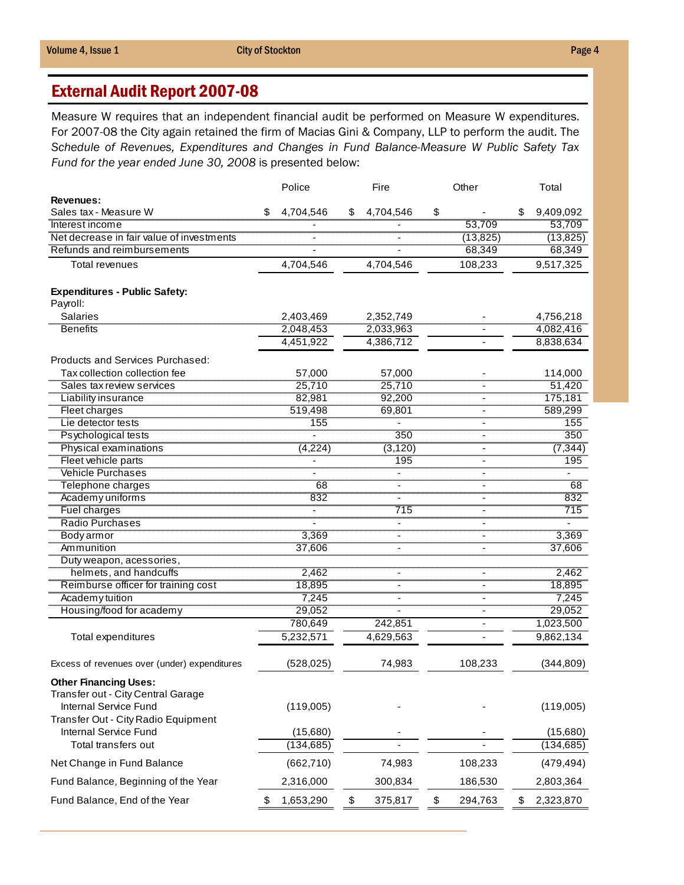## External Audit Report 2007-08

Measure W requires that an independent financial audit be performed on Measure W expenditures. For 2007-08 the City again retained the firm of Macias Gini & Company, LLP to perform the audit. The *Schedule of Revenues, Expenditures and Changes in Fund Balance-Measure W Public Safety Tax Fund for the year ended June 30, 2008* is presented below:

| | Police | Fire | Other | Total |
|---|---|---|---|---|
| **Revenues:** | | | | |
| Sales tax - Measure W | $ 4,704,546 | $ 4,704,546 | $ - | $ 9,409,092 |
| Interest income | - | - | 53,709 | 53,709 |
| Net decrease in fair value of investments | - | - | (13,825) | (13,825) |
| Refunds and reimbursements | - | - | 68,349 | 68,349 |
| Total revenues | 4,704,546 | 4,704,546 | 108,233 | 9,517,325 |
| **Expenditures - Public Safety:** | | | | |
| Payroll: | | | | |
| Salaries | 2,403,469 | 2,352,749 | - | 4,756,218 |
| Benefits | 2,048,453 | 2,033,963 | - | 4,082,416 |
| | 4,451,922 | 4,386,712 | - | 8,838,634 |
| Products and Services Purchased: | | | | |
| Tax collection collection fee | 57,000 | 57,000 | - | 114,000 |
| Sales tax review services | 25,710 | 25,710 | - | 51,420 |
| Liability insurance | 82,981 | 92,200 | - | 175,181 |
| Fleet charges | 519,498 | 69,801 | - | 589,299 |
| Lie detector tests | 155 | - | - | 155 |
| Psychological tests | - | 350 | - | 350 |
| Physical examinations | (4,224) | (3,120) | - | (7,344) |
| Fleet vehicle parts | - | 195 | - | 195 |
| Vehicle Purchases | - | - | - | - |
| Telephone charges | 68 | - | - | 68 |
| Academy uniforms | 832 | - | - | 832 |
| Fuel charges | - | 715 | - | 715 |
| Radio Purchases | - | - | - | - |
| Body armor | 3,369 | - | - | 3,369 |
| Ammunition | 37,606 | - | - | 37,606 |
| Duty weapon, acessories, helmets, and handcuffs | 2,462 | - | - | 2,462 |
| Reimburse officer for training cost | 18,895 | - | - | 18,895 |
| Academy tuition | 7,245 | - | - | 7,245 |
| Housing/food for academy | 29,052 | - | - | 29,052 |
| | 780,649 | 242,851 | - | 1,023,500 |
| Total expenditures | 5,232,571 | 4,629,563 | - | 9,862,134 |
| Excess of revenues over (under) expenditures | (528,025) | 74,983 | 108,233 | (344,809) |
| **Other Financing Uses:** | | | | |
| Transfer out - City Central Garage Internal Service Fund | (119,005) | - | - | (119,005) |
| Transfer Out - City Radio Equipment Internal Service Fund | (15,680) | - | - | (15,680) |
| Total transfers out | (134,685) | - | - | (134,685) |
| Net Change in Fund Balance | (662,710) | 74,983 | 108,233 | (479,494) |
| Fund Balance, Beginning of the Year | 2,316,000 | 300,834 | 186,530 | 2,803,364 |
| Fund Balance, End of the Year | $ 1,653,290 | $ 375,817 | $ 294,763 | $ 2,323,870 |